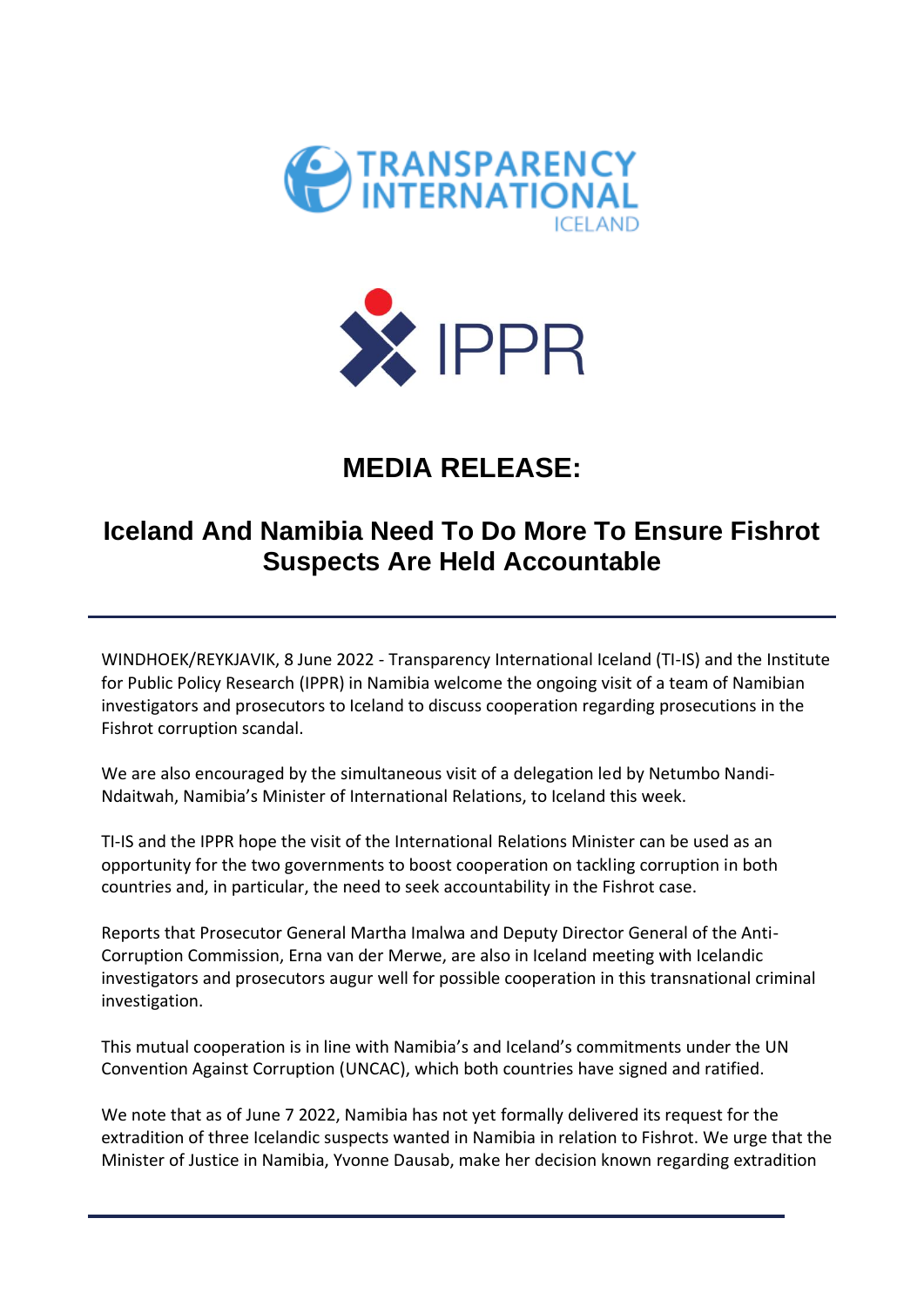# MEDIA RELEASE:

## Iceland And Namibia Need To Do More To Ensure Fishrot Suspects Are Held Accountable

WINDHOEK/REYKJAVIK, 8 June 2022 - Transparency International Iceland (TI-IS) and the Institute for Public Policy Research (IPPR) in Namibia welcome the ongoing visit of a team of Namibian investigators and prosecutors to Iceland to discuss cooperation regarding prosecutions in the Fishrot corruption scandal.

We are also encouraged by the simultaneous visit of a delegation led by Netumbo Nandi-Ndaitwah, Namibia's Minister of International Relations, to Iceland this week.

TI-IS and the IPPR hope the visit of the International Relations Minister can be used as an opportunity for the two governments to boost cooperation on tackling corruption in both countries and, in particular, the need to seek accountability in the Fishrot case.

Reports that Prosecutor General Martha Imalwa and Deputy Director General of the Anti-Corruption Commission, Erna van der Merwe, are also in Iceland meeting with Icelandic investigators and prosecutors augur well for possible cooperation in this transnational criminal investigation.

This mutual cooperation is in line with Namibia's and Iceland's commitments under the UN Convention Against Corruption (UNCAC), which both countries have signed and ratified.

We note that as of June 7 2022, Namibia has not yet formally delivered its request for the extradition of three Icelandic suspects wanted in Namibia in relation to Fishrot. We urge that the Minister of Justice in Namibia, Yvonne Dausab, make her decision known regarding extradition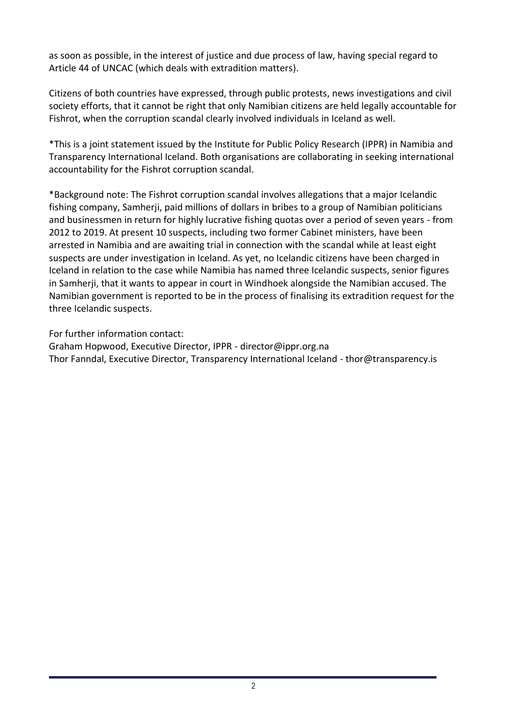as soon as possible, in the interest of justice and due process of law, having special regard to Article 44 of UNCAC (which deals with extradition matters).

Citizens of both countries have expressed, through public protests, news investigations and civil society efforts, that it cannot be right that only Namibian citizens are held legally accountable for Fishrot, when the corruption scandal clearly involved individuals in Iceland as well.

*This is a joint statement issued by the Institute for Public Policy Research (IPPR) in Namibia and Transparency International Iceland. Both organisations are collaborating in seeking international accountability for the Fishrot corruption scandal.

*Background note: The Fishrot corruption scandal involves allegations that a major Icelandic fishing company, Samherji, paid millions of dollars in bribes to a group of Namibian politicians and businessmen in return for highly lucrative fishing quotas over a period of seven years - from 2012 to 2019. At present 10 suspects, including two former Cabinet ministers, have been arrested in Namibia and are awaiting trial in connection with the scandal while at least eight suspects are under investigation in Iceland. As yet, no Icelandic citizens have been charged in Iceland in relation to the case while Namibia has named three Icelandic suspects, senior figures in Samherji, that it wants to appear in court in Windhoek alongside the Namibian accused. The Namibian government is reported to be in the process of finalising its extradition request for the three Icelandic suspects.

For further information contact:
Graham Hopwood, Executive Director, IPPR - director@ippr.org.na
Thor Fanndal, Executive Director, Transparency International Iceland - thor@transparency.is